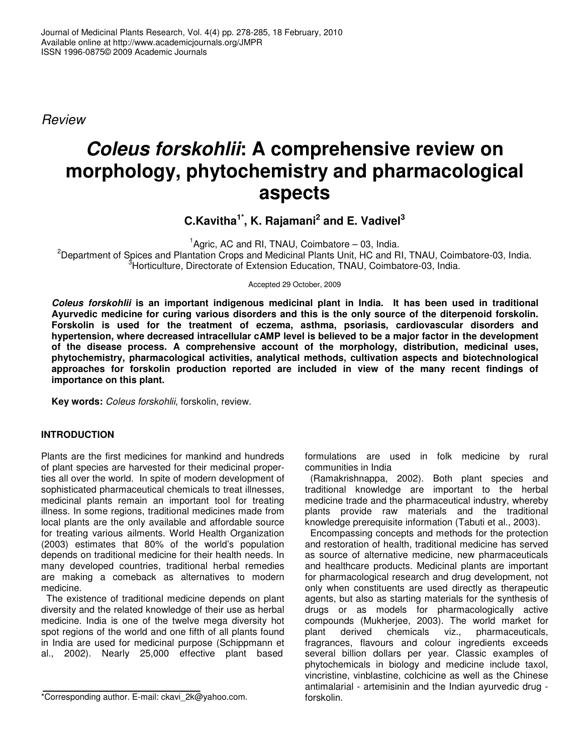*Review*

# *Coleus forskohlii*: A comprehensive review on morphology, phytochemistry and pharmacological aspects

**C.Kavitha[1*], K. Rajamani[2] and E. Vadivel[3]**

[1]Agric, AC and RI, TNAU, Coimbatore – 03, India.
[2]Department of Spices and Plantation Crops and Medicinal Plants Unit, HC and RI, TNAU, Coimbatore-03, India.
[3]Horticulture, Directorate of Extension Education, TNAU, Coimbatore-03, India.

Accepted 29 October, 2009

***Coleus forskohlii*** **is an important indigenous medicinal plant in India. It has been used in traditional Ayurvedic medicine for curing various disorders and this is the only source of the diterpenoid forskolin. Forskolin is used for the treatment of eczema, asthma, psoriasis, cardiovascular disorders and hypertension, where decreased intracellular cAMP level is believed to be a major factor in the development of the disease process. A comprehensive account of the morphology, distribution, medicinal uses, phytochemistry, pharmacological activities, analytical methods, cultivation aspects and biotechnological approaches for forskolin production reported are included in view of the many recent findings of importance on this plant.**

**Key words:** *Coleus forskohlii*, forskolin, review.

## INTRODUCTION

Plants are the first medicines for mankind and hundreds of plant species are harvested for their medicinal properties all over the world. In spite of modern development of sophisticated pharmaceutical chemicals to treat illnesses, medicinal plants remain an important tool for treating illness. In some regions, traditional medicines made from local plants are the only available and affordable source for treating various ailments. World Health Organization (2003) estimates that 80% of the world's population depends on traditional medicine for their health needs. In many developed countries, traditional herbal remedies are making a comeback as alternatives to modern medicine.

The existence of traditional medicine depends on plant diversity and the related knowledge of their use as herbal medicine. India is one of the twelve mega diversity hot spot regions of the world and one fifth of all plants found in India are used for medicinal purpose (Schippmann et al., 2002). Nearly 25,000 effective plant based formulations are used in folk medicine by rural communities in India (Ramakrishnappa, 2002). Both plant species and traditional knowledge are important to the herbal medicine trade and the pharmaceutical industry, whereby plants provide raw materials and the traditional knowledge prerequisite information (Tabuti et al., 2003).

Encompassing concepts and methods for the protection and restoration of health, traditional medicine has served as source of alternative medicine, new pharmaceuticals and healthcare products. Medicinal plants are important for pharmacological research and drug development, not only when constituents are used directly as therapeutic agents, but also as starting materials for the synthesis of drugs or as models for pharmacologically active compounds (Mukherjee, 2003). The world market for plant derived chemicals viz., pharmaceuticals, fragrances, flavours and colour ingredients exceeds several billion dollars per year. Classic examples of phytochemicals in biology and medicine include taxol, vincristine, vinblastine, colchicine as well as the Chinese antimalarial - artemisinin and the Indian ayurvedic drug - forskolin.

*Corresponding author. E-mail: ckavi_2k@yahoo.com.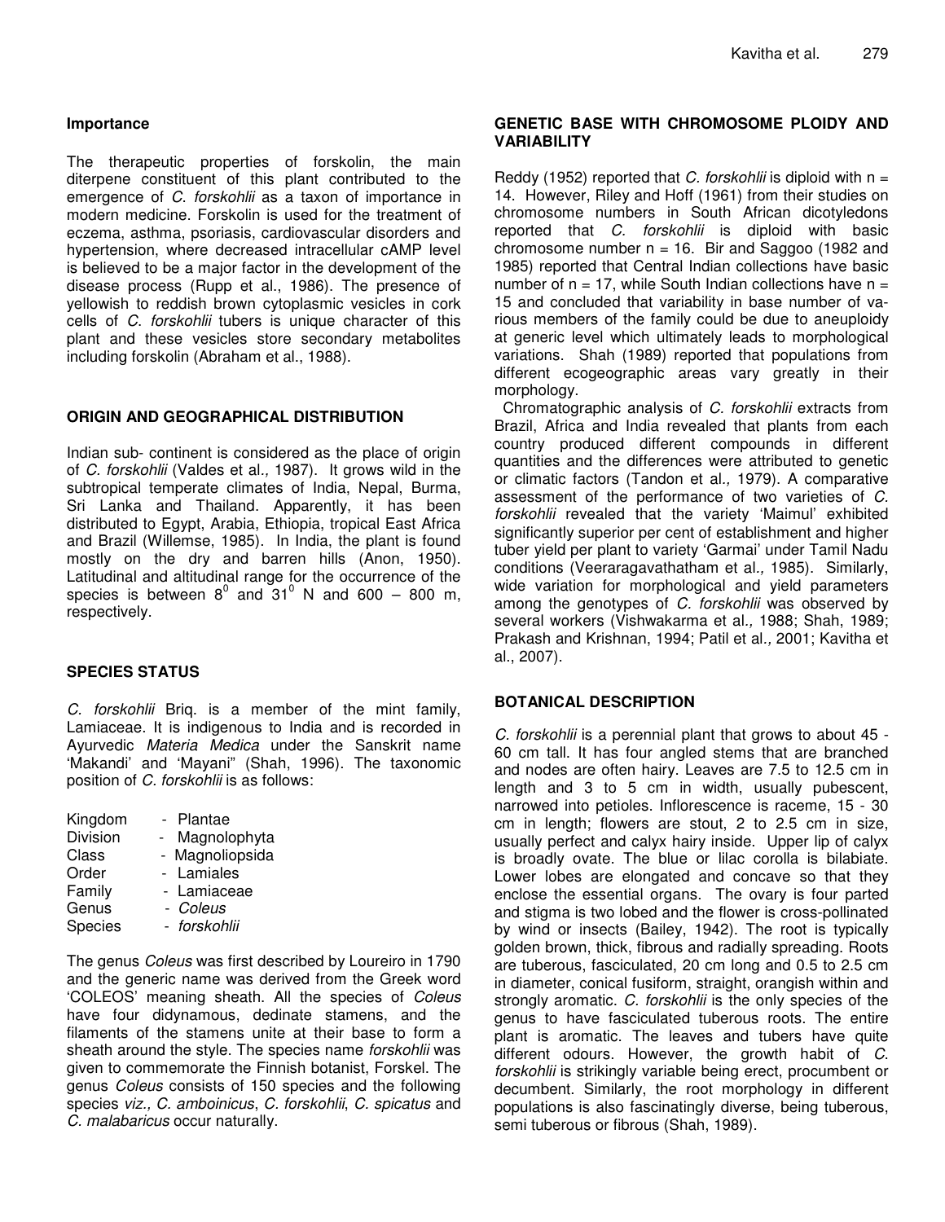## Importance

The therapeutic properties of forskolin, the main diterpene constituent of this plant contributed to the emergence of *C. forskohlii* as a taxon of importance in modern medicine. Forskolin is used for the treatment of eczema, asthma, psoriasis, cardiovascular disorders and hypertension, where decreased intracellular cAMP level is believed to be a major factor in the development of the disease process (Rupp et al., 1986). The presence of yellowish to reddish brown cytoplasmic vesicles in cork cells of *C. forskohlii* tubers is unique character of this plant and these vesicles store secondary metabolites including forskolin (Abraham et al., 1988).

## ORIGIN AND GEOGRAPHICAL DISTRIBUTION

Indian sub- continent is considered as the place of origin of *C. forskohlii* (Valdes et al*.,* 1987). It grows wild in the subtropical temperate climates of India, Nepal, Burma, Sri Lanka and Thailand. Apparently, it has been distributed to Egypt, Arabia, Ethiopia, tropical East Africa and Brazil (Willemse, 1985). In India, the plant is found mostly on the dry and barren hills (Anon, 1950). Latitudinal and altitudinal range for the occurrence of the species is between $8^0$ and $31^0$ N and 600 – 800 m, respectively.

## SPECIES STATUS

*C. forskohlii* Briq. is a member of the mint family, Lamiaceae. It is indigenous to India and is recorded in Ayurvedic *Materia Medica* under the Sanskrit name 'Makandi' and 'Mayani" (Shah, 1996). The taxonomic position of *C. forskohlii* is as follows:

Kingdom - Plantae
Division - Magnolophyta
Class - Magnoliopsida
Order - Lamiales
Family - Lamiaceae
Genus - *Coleus*
Species - *forskohlii*

The genus *Coleus* was first described by Loureiro in 1790 and the generic name was derived from the Greek word 'COLEOS' meaning sheath. All the species of *Coleus* have four didynamous, dedinate stamens, and the filaments of the stamens unite at their base to form a sheath around the style. The species name *forskohlii* was given to commemorate the Finnish botanist, Forskel. The genus *Coleus* consists of 150 species and the following species *viz., C. amboinicus*, *C. forskohlii*, *C. spicatus* and *C. malabaricus* occur naturally.

## GENETIC BASE WITH CHROMOSOME PLOIDY AND VARIABILITY

Reddy (1952) reported that *C. forskohlii* is diploid with n = 14. However, Riley and Hoff (1961) from their studies on chromosome numbers in South African dicotyledons reported that *C. forskohlii* is diploid with basic chromosome number n = 16. Bir and Saggoo (1982 and 1985) reported that Central Indian collections have basic number of n = 17, while South Indian collections have n = 15 and concluded that variability in base number of various members of the family could be due to aneuploidy at generic level which ultimately leads to morphological variations. Shah (1989) reported that populations from different ecogeographic areas vary greatly in their morphology.

Chromatographic analysis of *C. forskohlii* extracts from Brazil, Africa and India revealed that plants from each country produced different compounds in different quantities and the differences were attributed to genetic or climatic factors (Tandon et al*.,* 1979). A comparative assessment of the performance of two varieties of *C. forskohlii* revealed that the variety 'Maimul' exhibited significantly superior per cent of establishment and higher tuber yield per plant to variety 'Garmai' under Tamil Nadu conditions (Veeraragavathatham et al*.,* 1985). Similarly, wide variation for morphological and yield parameters among the genotypes of *C. forskohlii* was observed by several workers (Vishwakarma et al*.,* 1988; Shah, 1989; Prakash and Krishnan, 1994; Patil et al*.,* 2001; Kavitha et al., 2007).

## BOTANICAL DESCRIPTION

*C. forskohlii* is a perennial plant that grows to about 45 - 60 cm tall. It has four angled stems that are branched and nodes are often hairy. Leaves are 7.5 to 12.5 cm in length and 3 to 5 cm in width, usually pubescent, narrowed into petioles. Inflorescence is raceme, 15 - 30 cm in length; flowers are stout, 2 to 2.5 cm in size, usually perfect and calyx hairy inside. Upper lip of calyx is broadly ovate. The blue or lilac corolla is bilabiate. Lower lobes are elongated and concave so that they enclose the essential organs. The ovary is four parted and stigma is two lobed and the flower is cross-pollinated by wind or insects (Bailey, 1942). The root is typically golden brown, thick, fibrous and radially spreading. Roots are tuberous, fasciculated, 20 cm long and 0.5 to 2.5 cm in diameter, conical fusiform, straight, orangish within and strongly aromatic. *C. forskohlii* is the only species of the genus to have fasciculated tuberous roots. The entire plant is aromatic. The leaves and tubers have quite different odours. However, the growth habit of *C. forskohlii* is strikingly variable being erect, procumbent or decumbent. Similarly, the root morphology in different populations is also fascinatingly diverse, being tuberous, semi tuberous or fibrous (Shah, 1989).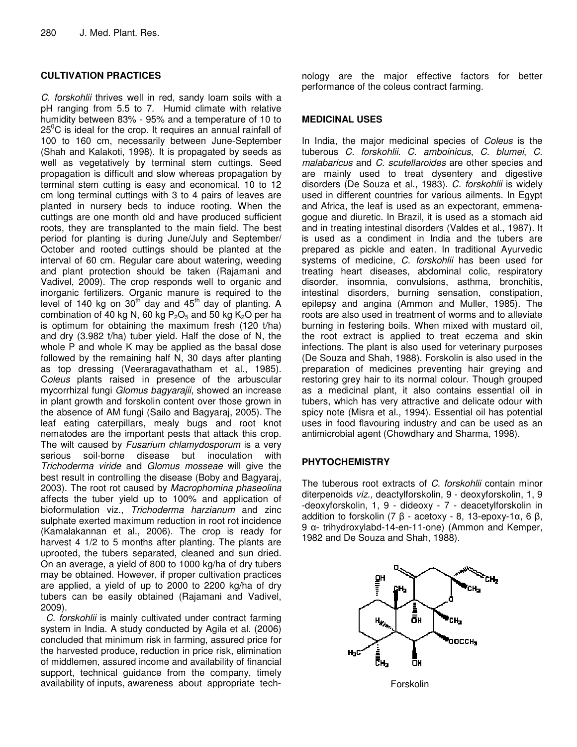## CULTIVATION PRACTICES

*C. forskohlii* thrives well in red, sandy loam soils with a pH ranging from 5.5 to 7. Humid climate with relative humidity between 83% - 95% and a temperature of 10 to 25$^0$C is ideal for the crop. It requires an annual rainfall of 100 to 160 cm, necessarily between June-September (Shah and Kalakoti, 1998). It is propagated by seeds as well as vegetatively by terminal stem cuttings. Seed propagation is difficult and slow whereas propagation by terminal stem cutting is easy and economical. 10 to 12 cm long terminal cuttings with 3 to 4 pairs of leaves are planted in nursery beds to induce rooting. When the cuttings are one month old and have produced sufficient roots, they are transplanted to the main field. The best period for planting is during June/July and September/ October and rooted cuttings should be planted at the interval of 60 cm. Regular care about watering, weeding and plant protection should be taken (Rajamani and Vadivel, 2009). The crop responds well to organic and inorganic fertilizers. Organic manure is required to the level of 140 kg on 30$^{th}$ day and 45$^{th}$ day of planting. A combination of 40 kg N, 60 kg $P_2O_5$ and 50 kg $K_2O$ per ha is optimum for obtaining the maximum fresh (120 t/ha) and dry (3.982 t/ha) tuber yield. Half the dose of N, the whole P and whole K may be applied as the basal dose followed by the remaining half N, 30 days after planting as top dressing (Veeraragavathatham et al., 1985). C*oleus* plants raised in presence of the arbuscular mycorrhizal fungi *Glomus bagyarajii*, showed an increase in plant growth and forskolin content over those grown in the absence of AM fungi (Sailo and Bagyaraj, 2005). The leaf eating caterpillars, mealy bugs and root knot nematodes are the important pests that attack this crop. The wilt caused by *Fusarium chlamydosporum* is a very serious soil-borne disease but inoculation with *Trichoderma viride* and *Glomus mosseae* will give the best result in controlling the disease (Boby and Bagyaraj, 2003). The root rot caused by *Macrophomina phaseolina* affects the tuber yield up to 100% and application of bioformulation viz., *Trichoderma harzianum* and zinc sulphate exerted maximum reduction in root rot incidence (Kamalakannan et al., 2006). The crop is ready for harvest 4 1/2 to 5 months after planting. The plants are uprooted, the tubers separated, cleaned and sun dried. On an average, a yield of 800 to 1000 kg/ha of dry tubers may be obtained. However, if proper cultivation practices are applied, a yield of up to 2000 to 2200 kg/ha of dry tubers can be easily obtained (Rajamani and Vadivel, 2009).

*C. forskohlii* is mainly cultivated under contract farming system in India. A study conducted by Agila et al. (2006) concluded that minimum risk in farming, assured price for the harvested produce, reduction in price risk, elimination of middlemen, assured income and availability of financial support, technical guidance from the company, timely availability of inputs, awareness about appropriate technology are the major effective factors for better performance of the coleus contract farming.

## MEDICINAL USES

In India, the major medicinal species of *Coleus* is the tuberous *C. forskohlii*. *C. amboinicus*, *C. blumei*, *C. malabaricus* and *C. scutellaroides* are other species and are mainly used to treat dysentery and digestive disorders (De Souza et al., 1983). *C. forskohlii* is widely used in different countries for various ailments. In Egypt and Africa, the leaf is used as an expectorant, emmenagogue and diuretic. In Brazil, it is used as a stomach aid and in treating intestinal disorders (Valdes et al., 1987). It is used as a condiment in India and the tubers are prepared as pickle and eaten. In traditional Ayurvedic systems of medicine, *C. forskohlii* has been used for treating heart diseases, abdominal colic, respiratory disorder, insomnia, convulsions, asthma, bronchitis, intestinal disorders, burning sensation, constipation, epilepsy and angina (Ammon and Muller, 1985). The roots are also used in treatment of worms and to alleviate burning in festering boils. When mixed with mustard oil, the root extract is applied to treat eczema and skin infections. The plant is also used for veterinary purposes (De Souza and Shah, 1988). Forskolin is also used in the preparation of medicines preventing hair greying and restoring grey hair to its normal colour. Though grouped as a medicinal plant, it also contains essential oil in tubers, which has very attractive and delicate odour with spicy note (Misra et al., 1994). Essential oil has potential uses in food flavouring industry and can be used as an antimicrobial agent (Chowdhary and Sharma, 1998).

## PHYTOCHEMISTRY

The tuberous root extracts of *C. forskohlii* contain minor diterpenoids *viz.,* deactylforskolin, 9 - deoxyforskolin, 1, 9 -deoxyforskolin, 1, 9 - dideoxy - 7 - deacetylforskolin in addition to forskolin (7 β - acetoxy - 8, 13-epoxy-1α, 6 β, 9 α- trihydroxylabd-14-en-11-one) (Ammon and Kemper, 1982 and De Souza and Shah, 1988).

Forskolin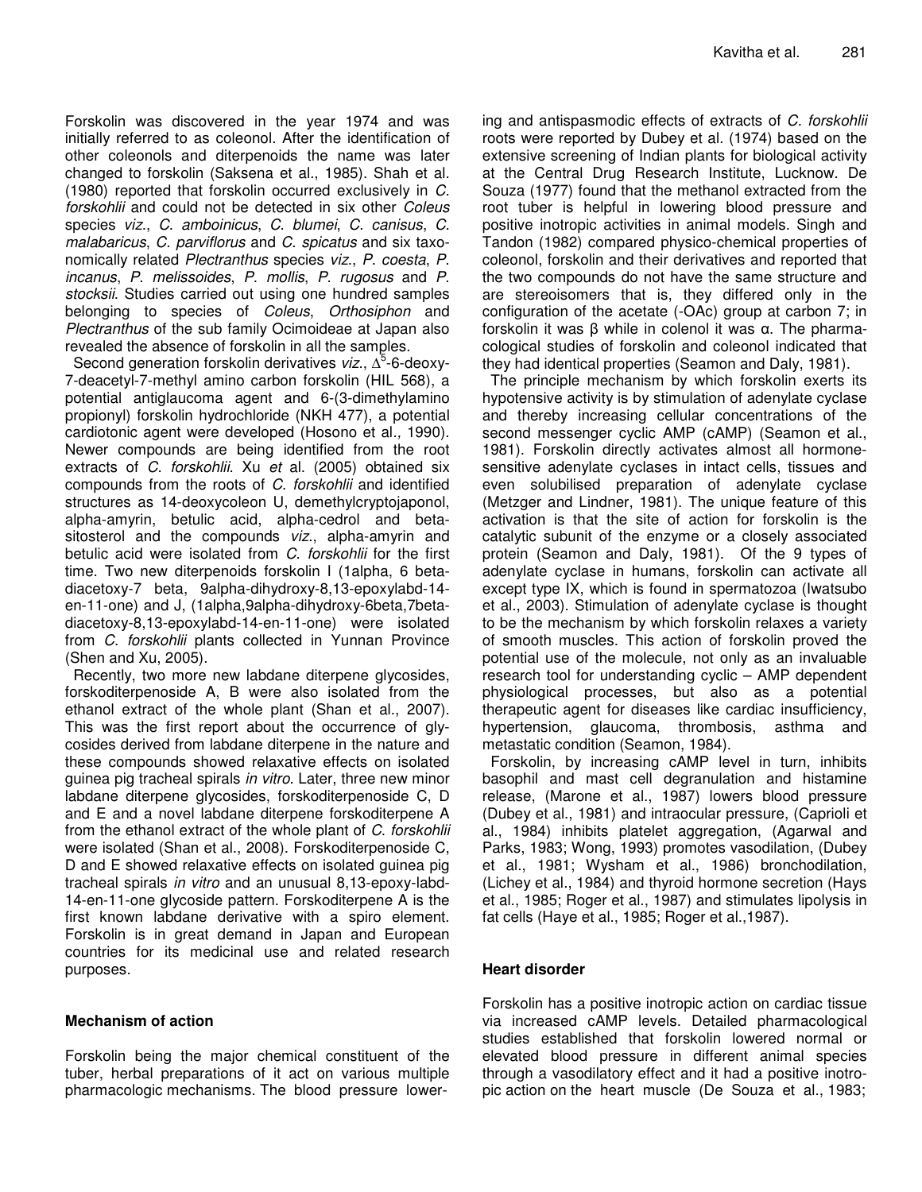Forskolin was discovered in the year 1974 and was initially referred to as coleonol. After the identification of other coleonols and diterpenoids the name was later changed to forskolin (Saksena et al., 1985). Shah et al. (1980) reported that forskolin occurred exclusively in *C. forskohlii* and could not be detected in six other *Coleus* species *viz*., *C. amboinicus*, *C. blumei*, *C. canisus*, *C. malabaricus*, *C. parviflorus* and *C. spicatus* and six taxonomically related *Plectranthus* species *viz*., *P. coesta*, *P. incanus*, *P. melissoides*, *P. mollis*, *P. rugosus* and *P. stocksii*. Studies carried out using one hundred samples belonging to species of *Coleus*, *Orthosiphon* and *Plectranthus* of the sub family Ocimoideae at Japan also revealed the absence of forskolin in all the samples.

Second generation forskolin derivatives *viz*., $\Delta^5$-6-deoxy-7-deacetyl-7-methyl amino carbon forskolin (HIL 568), a potential antiglaucoma agent and 6-(3-dimethylamino propionyl) forskolin hydrochloride (NKH 477), a potential cardiotonic agent were developed (Hosono et al., 1990). Newer compounds are being identified from the root extracts of *C. forskohlii*. Xu *et* al. (2005) obtained six compounds from the roots of *C. forskohlii* and identified structures as 14-deoxycoleon U, demethylcryptojaponol, alpha-amyrin, betulic acid, alpha-cedrol and beta-sitosterol and the compounds *viz*., alpha-amyrin and betulic acid were isolated from *C. forskohlii* for the first time. Two new diterpenoids forskolin I (1alpha, 6 beta-diacetoxy-7 beta, 9alpha-dihydroxy-8,13-epoxylabd-14-en-11-one) and J, (1alpha,9alpha-dihydroxy-6beta,7beta-diacetoxy-8,13-epoxylabd-14-en-11-one) were isolated from *C. forskohlii* plants collected in Yunnan Province (Shen and Xu, 2005).

Recently, two more new labdane diterpene glycosides, forskoditerpenoside A, B were also isolated from the ethanol extract of the whole plant (Shan et al., 2007). This was the first report about the occurrence of glycosides derived from labdane diterpene in the nature and these compounds showed relaxative effects on isolated guinea pig tracheal spirals *in vitro*. Later, three new minor labdane diterpene glycosides, forskoditerpenoside C, D and E and a novel labdane diterpene forskoditerpene A from the ethanol extract of the whole plant of *C. forskohlii* were isolated (Shan et al., 2008). Forskoditerpenoside C, D and E showed relaxative effects on isolated guinea pig tracheal spirals *in vitro* and an unusual 8,13-epoxy-labd-14-en-11-one glycoside pattern. Forskoditerpene A is the first known labdane derivative with a spiro element. Forskolin is in great demand in Japan and European countries for its medicinal use and related research purposes.

### Mechanism of action

Forskolin being the major chemical constituent of the tuber, herbal preparations of it act on various multiple pharmacologic mechanisms. The blood pressure lowering and antispasmodic effects of extracts of *C. forskohlii* roots were reported by Dubey et al. (1974) based on the extensive screening of Indian plants for biological activity at the Central Drug Research Institute, Lucknow. De Souza (1977) found that the methanol extracted from the root tuber is helpful in lowering blood pressure and positive inotropic activities in animal models. Singh and Tandon (1982) compared physico-chemical properties of coleonol, forskolin and their derivatives and reported that the two compounds do not have the same structure and are stereoisomers that is, they differed only in the configuration of the acetate (-OAc) group at carbon 7; in forskolin it was β while in colenol it was α. The pharmacological studies of forskolin and coleonol indicated that they had identical properties (Seamon and Daly, 1981).

The principle mechanism by which forskolin exerts its hypotensive activity is by stimulation of adenylate cyclase and thereby increasing cellular concentrations of the second messenger cyclic AMP (cAMP) (Seamon et al., 1981). Forskolin directly activates almost all hormone-sensitive adenylate cyclases in intact cells, tissues and even solubilised preparation of adenylate cyclase (Metzger and Lindner, 1981). The unique feature of this activation is that the site of action for forskolin is the catalytic subunit of the enzyme or a closely associated protein (Seamon and Daly, 1981). Of the 9 types of adenylate cyclase in humans, forskolin can activate all except type IX, which is found in spermatozoa (Iwatsubo et al., 2003). Stimulation of adenylate cyclase is thought to be the mechanism by which forskolin relaxes a variety of smooth muscles. This action of forskolin proved the potential use of the molecule, not only as an invaluable research tool for understanding cyclic – AMP dependent physiological processes, but also as a potential therapeutic agent for diseases like cardiac insufficiency, hypertension, glaucoma, thrombosis, asthma and metastatic condition (Seamon, 1984).

Forskolin, by increasing cAMP level in turn, inhibits basophil and mast cell degranulation and histamine release, (Marone et al., 1987) lowers blood pressure (Dubey et al., 1981) and intraocular pressure, (Caprioli et al., 1984) inhibits platelet aggregation, (Agarwal and Parks, 1983; Wong, 1993) promotes vasodilation, (Dubey et al., 1981; Wysham et al., 1986) bronchodilation, (Lichey et al., 1984) and thyroid hormone secretion (Hays et al., 1985; Roger et al., 1987) and stimulates lipolysis in fat cells (Haye et al., 1985; Roger et al.,1987).

### Heart disorder

Forskolin has a positive inotropic action on cardiac tissue via increased cAMP levels. Detailed pharmacological studies established that forskolin lowered normal or elevated blood pressure in different animal species through a vasodilatory effect and it had a positive inotropic action on the heart muscle (De Souza et al., 1983;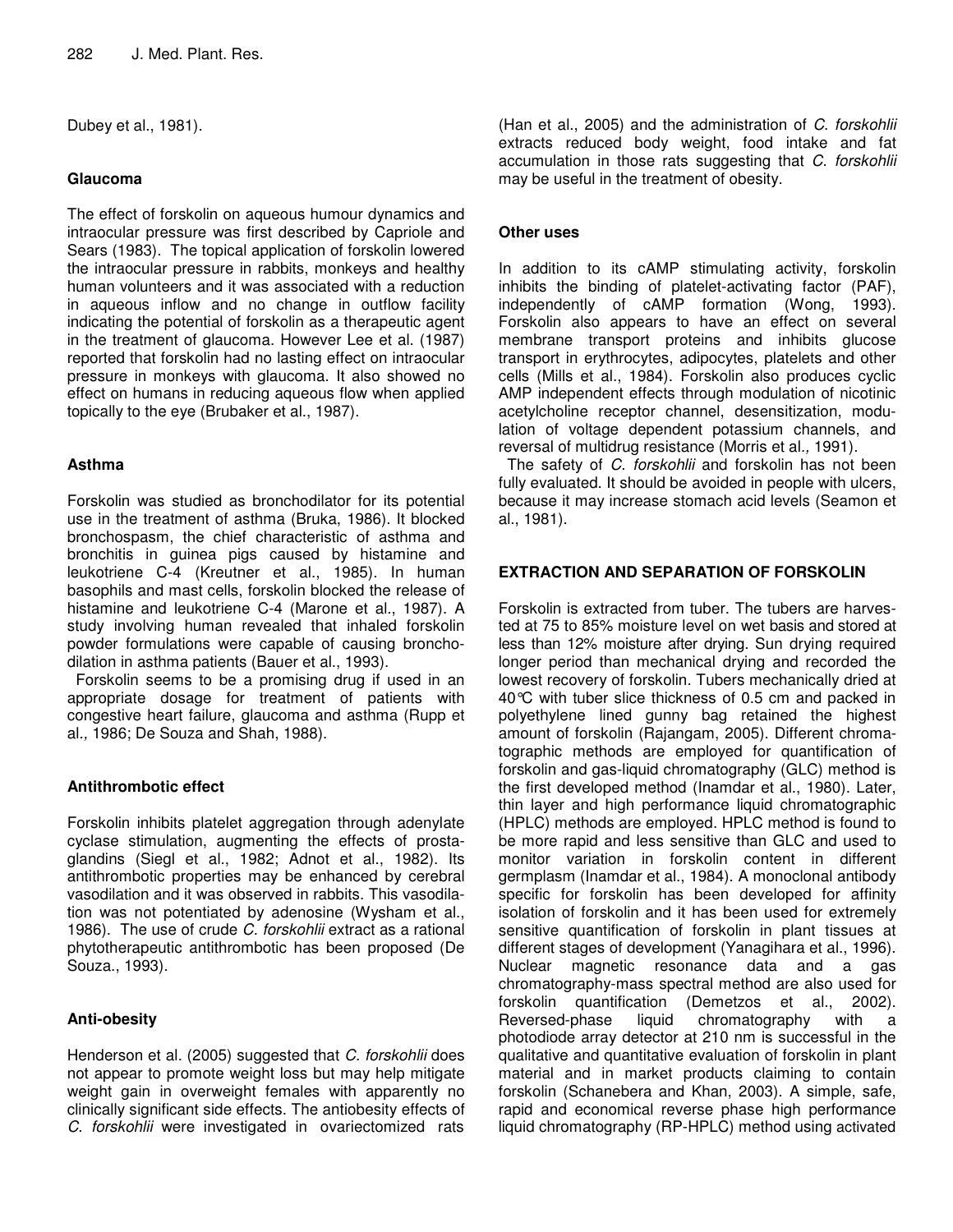Dubey et al., 1981).

## Glaucoma

The effect of forskolin on aqueous humour dynamics and intraocular pressure was first described by Capriole and Sears (1983). The topical application of forskolin lowered the intraocular pressure in rabbits, monkeys and healthy human volunteers and it was associated with a reduction in aqueous inflow and no change in outflow facility indicating the potential of forskolin as a therapeutic agent in the treatment of glaucoma. However Lee et al. (1987) reported that forskolin had no lasting effect on intraocular pressure in monkeys with glaucoma. It also showed no effect on humans in reducing aqueous flow when applied topically to the eye (Brubaker et al., 1987).

## Asthma

Forskolin was studied as bronchodilator for its potential use in the treatment of asthma (Bruka, 1986). It blocked bronchospasm, the chief characteristic of asthma and bronchitis in guinea pigs caused by histamine and leukotriene C-4 (Kreutner et al., 1985). In human basophils and mast cells, forskolin blocked the release of histamine and leukotriene C-4 (Marone et al., 1987). A study involving human revealed that inhaled forskolin powder formulations were capable of causing bronchodilation in asthma patients (Bauer et al., 1993).

Forskolin seems to be a promising drug if used in an appropriate dosage for treatment of patients with congestive heart failure, glaucoma and asthma (Rupp et al*.,* 1986; De Souza and Shah, 1988).

## Antithrombotic effect

Forskolin inhibits platelet aggregation through adenylate cyclase stimulation, augmenting the effects of prostaglandins (Siegl et al., 1982; Adnot et al., 1982). Its antithrombotic properties may be enhanced by cerebral vasodilation and it was observed in rabbits. This vasodilation was not potentiated by adenosine (Wysham et al., 1986). The use of crude *C. forskohlii* extract as a rational phytotherapeutic antithrombotic has been proposed (De Souza., 1993).

## Anti-obesity

Henderson et al. (2005) suggested that *C. forskohlii* does not appear to promote weight loss but may help mitigate weight gain in overweight females with apparently no clinically significant side effects. The antiobesity effects of *C. forskohlii* were investigated in ovariectomized rats (Han et al., 2005) and the administration of *C. forskohlii* extracts reduced body weight, food intake and fat accumulation in those rats suggesting that *C. forskohlii* may be useful in the treatment of obesity.

## Other uses

In addition to its cAMP stimulating activity, forskolin inhibits the binding of platelet-activating factor (PAF), independently of cAMP formation (Wong, 1993). Forskolin also appears to have an effect on several membrane transport proteins and inhibits glucose transport in erythrocytes, adipocytes, platelets and other cells (Mills et al., 1984). Forskolin also produces cyclic AMP independent effects through modulation of nicotinic acetylcholine receptor channel, desensitization, modulation of voltage dependent potassium channels, and reversal of multidrug resistance (Morris et al*.,* 1991).

The safety of *C. forskohlii* and forskolin has not been fully evaluated. It should be avoided in people with ulcers, because it may increase stomach acid levels (Seamon et al., 1981).

## EXTRACTION AND SEPARATION OF FORSKOLIN

Forskolin is extracted from tuber. The tubers are harvested at 75 to 85% moisture level on wet basis and stored at less than 12% moisture after drying. Sun drying required longer period than mechanical drying and recorded the lowest recovery of forskolin. Tubers mechanically dried at 40°C with tuber slice thickness of 0.5 cm and packed in polyethylene lined gunny bag retained the highest amount of forskolin (Rajangam, 2005). Different chromatographic methods are employed for quantification of forskolin and gas-liquid chromatography (GLC) method is the first developed method (Inamdar et al., 1980). Later, thin layer and high performance liquid chromatographic (HPLC) methods are employed. HPLC method is found to be more rapid and less sensitive than GLC and used to monitor variation in forskolin content in different germplasm (Inamdar et al., 1984). A monoclonal antibody specific for forskolin has been developed for affinity isolation of forskolin and it has been used for extremely sensitive quantification of forskolin in plant tissues at different stages of development (Yanagihara et al., 1996). Nuclear magnetic resonance data and a gas chromatography-mass spectral method are also used for forskolin quantification (Demetzos et al., 2002). Reversed-phase liquid chromatography with a photodiode array detector at 210 nm is successful in the qualitative and quantitative evaluation of forskolin in plant material and in market products claiming to contain forskolin (Schanebera and Khan, 2003). A simple, safe, rapid and economical reverse phase high performance liquid chromatography (RP-HPLC) method using activated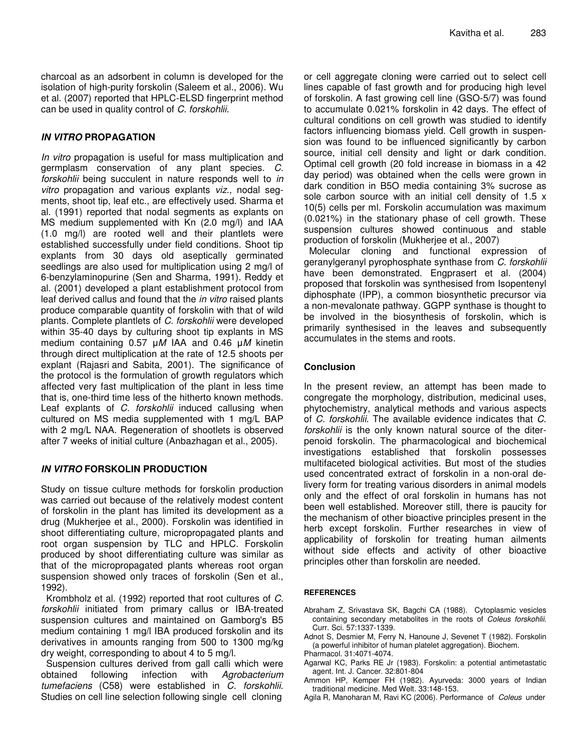charcoal as an adsorbent in column is developed for the isolation of high-purity forskolin (Saleem et al., 2006). Wu et al. (2007) reported that HPLC-ELSD fingerprint method can be used in quality control of *C. forskohlii.*

## *IN VITRO* PROPAGATION

*In vitro* propagation is useful for mass multiplication and germplasm conservation of any plant species. *C. forskohlii* being succulent in nature responds well to *in vitro* propagation and various explants *viz*., nodal segments, shoot tip, leaf etc., are effectively used. Sharma et al. (1991) reported that nodal segments as explants on MS medium supplemented with Kn (2.0 mg/l) and IAA (1.0 mg/l) are rooted well and their plantlets were established successfully under field conditions. Shoot tip explants from 30 days old aseptically germinated seedlings are also used for multiplication using 2 mg/l of 6-benzylaminopurine (Sen and Sharma, 1991). Reddy et al. (2001) developed a plant establishment protocol from leaf derived callus and found that the *in vitro* raised plants produce comparable quantity of forskolin with that of wild plants. Complete plantlets of *C. forskohlii* were developed within 35-40 days by culturing shoot tip explants in MS medium containing 0.57 µ*M* IAA and 0.46 µ*M* kinetin through direct multiplication at the rate of 12.5 shoots per explant (Rajasri and Sabita, 2001). The significance of the protocol is the formulation of growth regulators which affected very fast multiplication of the plant in less time that is, one-third time less of the hitherto known methods. Leaf explants of *C. forskohlii* induced callusing when cultured on MS media supplemented with 1 mg/L BAP with 2 mg/L NAA. Regeneration of shootlets is observed after 7 weeks of initial culture (Anbazhagan et al., 2005).

## *IN VITRO* FORSKOLIN PRODUCTION

Study on tissue culture methods for forskolin production was carried out because of the relatively modest content of forskolin in the plant has limited its development as a drug (Mukherjee et al., 2000). Forskolin was identified in shoot differentiating culture, micropropagated plants and root organ suspension by TLC and HPLC. Forskolin produced by shoot differentiating culture was similar as that of the micropropagated plants whereas root organ suspension showed only traces of forskolin (Sen et al., 1992).

Krombholz et al. (1992) reported that root cultures of *C. forskohlii* initiated from primary callus or IBA-treated suspension cultures and maintained on Gamborg's B5 medium containing 1 mg/l IBA produced forskolin and its derivatives in amounts ranging from 500 to 1300 mg/kg dry weight, corresponding to about 4 to 5 mg/l.

Suspension cultures derived from gall calli which were obtained following infection with *Agrobacterium tumefaciens* (C58) were established in *C. forskohlii*. Studies on cell line selection following single cell cloning or cell aggregate cloning were carried out to select cell lines capable of fast growth and for producing high level of forskolin. A fast growing cell line (GSO-5/7) was found to accumulate 0.021% forskolin in 42 days. The effect of cultural conditions on cell growth was studied to identify factors influencing biomass yield. Cell growth in suspension was found to be influenced significantly by carbon source, initial cell density and light or dark condition. Optimal cell growth (20 fold increase in biomass in a 42 day period) was obtained when the cells were grown in dark condition in B5O media containing 3% sucrose as sole carbon source with an initial cell density of 1.5 x 10(5) cells per ml. Forskolin accumulation was maximum (0.021%) in the stationary phase of cell growth. These suspension cultures showed continuous and stable production of forskolin (Mukherjee et al., 2007)

Molecular cloning and functional expression of geranylgeranyl pyrophosphate synthase from *C. forskohlii* have been demonstrated. Engprasert et al. (2004) proposed that forskolin was synthesised from Isopentenyl diphosphate (IPP), a common biosynthetic precursor via a non-mevalonate pathway. GGPP synthase is thought to be involved in the biosynthesis of forskolin, which is primarily synthesised in the leaves and subsequently accumulates in the stems and roots.

## Conclusion

In the present review, an attempt has been made to congregate the morphology, distribution, medicinal uses, phytochemistry, analytical methods and various aspects of *C. forskohlii*. The available evidence indicates that *C. forskohlii* is the only known natural source of the diterpenoid forskolin. The pharmacological and biochemical investigations established that forskolin possesses multifaceted biological activities. But most of the studies used concentrated extract of forskolin in a non-oral delivery form for treating various disorders in animal models only and the effect of oral forskolin in humans has not been well established. Moreover still, there is paucity for the mechanism of other bioactive principles present in the herb except forskolin. Further researches in view of applicability of forskolin for treating human ailments without side effects and activity of other bioactive principles other than forskolin are needed.

### REFERENCES

Abraham Z, Srivastava SK, Bagchi CA (1988). Cytoplasmic vesicles containing secondary metabolites in the roots of *Coleus forskohlii*. Curr. Sci. 57:1337-1339.

Adnot S, Desmier M, Ferry N, Hanoune J, Sevenet T (1982). Forskolin (a powerful inhibitor of human platelet aggregation). Biochem. Pharmacol. 31:4071-4074.

Agarwal KC, Parks RE Jr (1983). Forskolin: a potential antimetastatic agent. Int. J. Cancer. 32:801-804

Ammon HP, Kemper FH (1982). Ayurveda: 3000 years of Indian traditional medicine. Med Welt. 33:148-153.

Agila R, Manoharan M, Ravi KC (2006). Performance of *Coleus* under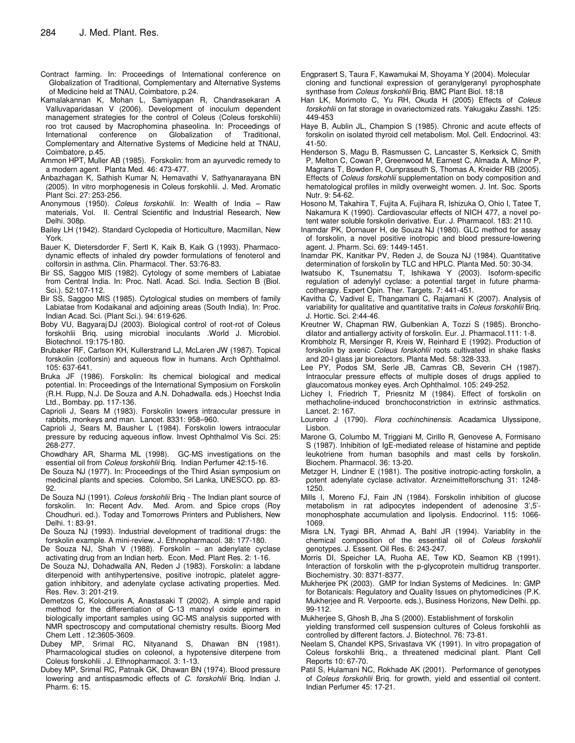Contract farming. In: Proceedings of International conference on Globalization of Traditional, Complementary and Alternative Systems of Medicine held at TNAU, Coimbatore, p.24.

Kamalakannan K, Mohan L, Samiyappan R, Chandrasekaran A Valluvaparidasan V (2006). Development of inoculum dependent management strategies for the control of Coleus (Coleus forskohlii) roo trot caused by Macrophomina phaseolina. In: Proceedings of International conference on Globalization of Traditional, Complementary and Alternative Systems of Medicine held at TNAU, Coimbatore, p.45.

Ammon HPT, Muller AB (1985). Forskolin: from an ayurvedic remedy to a modern agent. Planta Med. 46: 473-477.

Anbazhagan K, Sathish Kumar N, Hemavathi V, Sathyanarayana BN (2005). In vitro morphogenesis in Coleus forskohlii. J. Med. Aromatic Plant Sci. 27: 253-256.

Anonymous (1950). *Coleus forskohlii*. In: Wealth of India – Raw materials, Vol. II. Central Scientific and Industrial Research, New Delhi. 308p.

Bailey LH (1942). Standard Cyclopedia of Horticulture, Macmillan, New York.

Bauer K, Dietersdorder F, Sertl K, Kaik B, Kaik G (1993). Pharmacodynamic effects of inhaled dry powder formulations of fenoterol and colforsin in asthma. Clin. Pharmacol. Ther. 53:76-83.

Bir SS, Saggoo MIS (1982). Cytology of some members of Labiatae from Central India. In: Proc. Natl. Acad. Sci. India. Section B (Biol. Sci.). 52:107-112.

Bir SS, Saggoo MIS (1985). Cytological studies on members of family Labiatae from Kodaikanal and adjoining areas (South India). In: Proc. Indian Acad. Sci. (Plant Sci.). 94: 619-626.

Boby VU, Bagyaraj DJ (2003). Biological control of root-rot of Coleus forskohlii Briq. using microbial inoculants .World J. Microbiol. Biotechnol. 19:175-180.

Brubaker RF, Carlson KH, Kullerstrand LJ, McLaren JW (1987). Topical forskolin (colforsin) and aqueous flow in humans. Arch Ophthalmol. 105: 637-641.

Bruka JF (1986). Forskolin: Its chemical biological and medical potential. In: Proceedings of the International Symposium on Forskolin (R.H. Rupp, N.J. De Souza and A.N. Dohadwalla. eds.) Hoechst India Ltd., Bombay. pp. 117-136.

Caprioli J, Sears M (1983). Forskolin lowers intraocular pressure in rabbits, monkeys and man. Lancet. 8331: 958–960.

Caprioli J, Sears M, Bausher L (1984). Forskolin lowers intraocular pressure by reducing aqueous inflow. Invest Ophthalmol Vis Sci. 25: 268-277.

Chowdhary AR, Sharma ML (1998). GC-MS investigations on the essential oil from *Coleus forskohlii* Briq. Indian Perfumer 42:15-16.

De Souza NJ (1977). In: Proceedings of the Third Asian symposium on medicinal plants and species. Colombo, Sri Lanka, UNESCO. pp. 83-92.

De Souza NJ (1991). *Coleus forskohlii* Briq - The Indian plant source of forskolin. In: Recent Adv. Med. Arom. and Spice crops (Roy Choudhuri. ed.). Today and Tomorrows Printers and Publishers, New Delhi. 1: 83-91.

De Souza NJ (1993). Industrial development of traditional drugs: the forskolin example. A mini-review. J. Ethnopharmacol. 38: 177-180.

De Souza NJ, Shah V (1988). Forskolin – an adenylate cyclase activating drug from an Indian herb. Econ. Med. Plant Res. 2: 1-16.

De Souza NJ, Dohadwalla AN, Reden J (1983). Forskolin: a labdane diterpenoid with antihypertensive, positive inotropic, platelet aggregation inhibitory, and adenylate cyclase activating properties. Med. Res. Rev. 3: 201-219.

Demetzos C, Kolocouris A, Anastasaki T (2002). A simple and rapid method for the differentiation of C-13 manoyl oxide epimers in biologically important samples using GC-MS analysis supported with NMR spectroscopy and computational chemistry results. Bioorg Med Chem Lett . 12:3605-3609.

Dubey MP, Srimal RC, Nityanand S, Dhawan BN (1981). Pharmacological studies on coleonol, a hypotensive diterpene from Coleus forskohlii . J. Ethnopharmacol. 3: 1-13.

Dubey MP, Srimal RC, Patnaik GK, Dhawan BN (1974). Blood pressure lowering and antispasmodic effects of *C. forskohlii* Briq. Indian J. Pharm. 6: 15.

Engprasert S, Taura F, Kawamukai M, Shoyama Y (2004). Molecular cloning and functional expression of geranylgeranyl pyrophosphate synthase from *Coleus forskohlii* Briq. BMC Plant Biol. 18:18

Han LK, Morimoto C, Yu RH, Okuda H (2005) Effects of *Coleus forskohlii* on fat storage in ovariectomized rats. Yakugaku Zasshi. 125: 449-453

Haye B, Aublin JL, Champion S (1985). Chronic and acute effects of forskolin on isolated thyroid cell metabolism. Mol. Cell. Endocrinol. 43: 41-50.

Henderson S, Magu B, Rasmussen C, Lancaster S, Kerksick C, Smith P, Melton C, Cowan P, Greenwood M, Earnest C, Almada A, Milnor P, Magrans T, Bowden R, Ounpraseuth S, Thomas A, Kreider RB (2005). Effects of *Coleus forskohlii* supplementation on body composition and hematological profiles in mildly overweight women. J. Int. Soc. Sports Nutr. 9: 54-62.

Hosono M, Takahira T, Fujita A, Fujihara R, Ishizuka O, Ohio I, Tatee T, Nakamura K (1990). Cardiovascular effects of NICH 477, a novel potent water soluble forskolin derivative. Eur. J. Pharmacol. 183: 2110.

Inamdar PK, Dornauer H, de Souza NJ (1980). GLC method for assay of forskolin, a novel positive inotropic and blood pressure-lowering agent. J. Pharm. Sci. 69: 1449-1451.

Inamdar PK, Kanitkar PV, Reden J, de Souza NJ (1984). Quantitative determination of forskolin by TLC and HPLC. Planta Med. 50: 30-34.

Iwatsubo K, Tsunematsu T, Ishikawa Y (2003). Isoform-specific regulation of adenylyl cyclase: a potential target in future pharmacotherapy. Expert Opin. Ther. Targets. 7: 441-451.

Kavitha C, Vadivel E, Thangamani C, Rajamani K (2007). Analysis of variability for qualitative and quantitative traits in *Coleus forskohlii* Briq. J. Hortic. Sci. 2:44-46.

Kreutner W, Chapman RW, Gulbenkian A, Tozzi S (1985). Bronchodilator and antiallergy activity of forskolin. Eur. J. Pharmacol.111: 1-8.

Krombholz R, Mersinger R, Kreis W, Reinhard E (1992). Production of forskolin by axenic *Coleus forskohlii* roots cultivated in shake flasks and 20-l glass jar bioreactors. Planta Med. 58: 328-333.

Lee PY, Podos SM, Serle JB, Camras CB, Severin CH (1987). Intraocular pressure effects of multiple doses of drugs applied to glaucomatous monkey eyes. Arch Ophthalmol. 105: 249-252.

Lichey I, Friedrich T, Priesnitz M (1984). Effect of forskolin on methacholine-induced bronchoconstriction in extrinsic asthmatics. Lancet. 2: 167.

Loureiro J (1790). *Flora cochinchinensis*. Acadamica Ulyssipone, Lisbon.

Marone G, Columbo M, Triggiani M, Cirillo R, Genovese A, Formisano S (1987). Inhibition of IgE-mediated release of histamine and peptide leukotriene from human basophils and mast cells by forskolin. Biochem. Pharmacol. 36: 13-20.

Metzger H, Lindner E (1981). The positive inotropic-acting forskolin, a potent adenylate cyclase activator. Arzneimittelforschung 31: 1248-1250.

Mills I, Moreno FJ, Fain JN (1984). Forskolin inhibition of glucose metabolism in rat adipocytes independent of adenosine 3',5'-monophosphate accumulation and lipolysis. Endocrinol. 115: 1066-1069.

Misra LN, Tyagi BR, Ahmad A, Bahl JR (1994). Variablity in the chemical composition of the essential oil of *Coleus forskohlii* genotypes. J. Essent. Oil Res. 6: 243-247.

Morris DI, Speicher LA, Ruoha AE, Tew KD, Seamon KB (1991). Interaction of forskolin with the p-glycoprotein multidrug transporter. Biochemistry. 30: 8371-8377.

Mukherjee PK (2003). GMP for Indian Systems of Medicines. In: GMP for Botanicals: Regulatory and Quality Issues on phytomedicines (P.K. Mukherjee and R. Verpoorte. eds.), Business Horizons, New Delhi. pp. 99-112.

Mukherjee S, Ghosh B, Jha S (2000). Establishment of forskolin yielding transformed cell suspension cultures of Coleus forskohlii as controlled by different factors. J. Biotechnol. 76: 73-81.

Neelam S, Chandel KPS, Srivastava VK (1991). In vitro propagation of Coleus forskohlii Briq., a threatened medicinal plant. Plant Cell Reports 10: 67-70.

Patil S, Hulamani NC, Rokhade AK (2001). Performance of genotypes of *Coleus forskohlii* Briq. for growth, yield and essential oil content. Indian Perfumer 45: 17-21.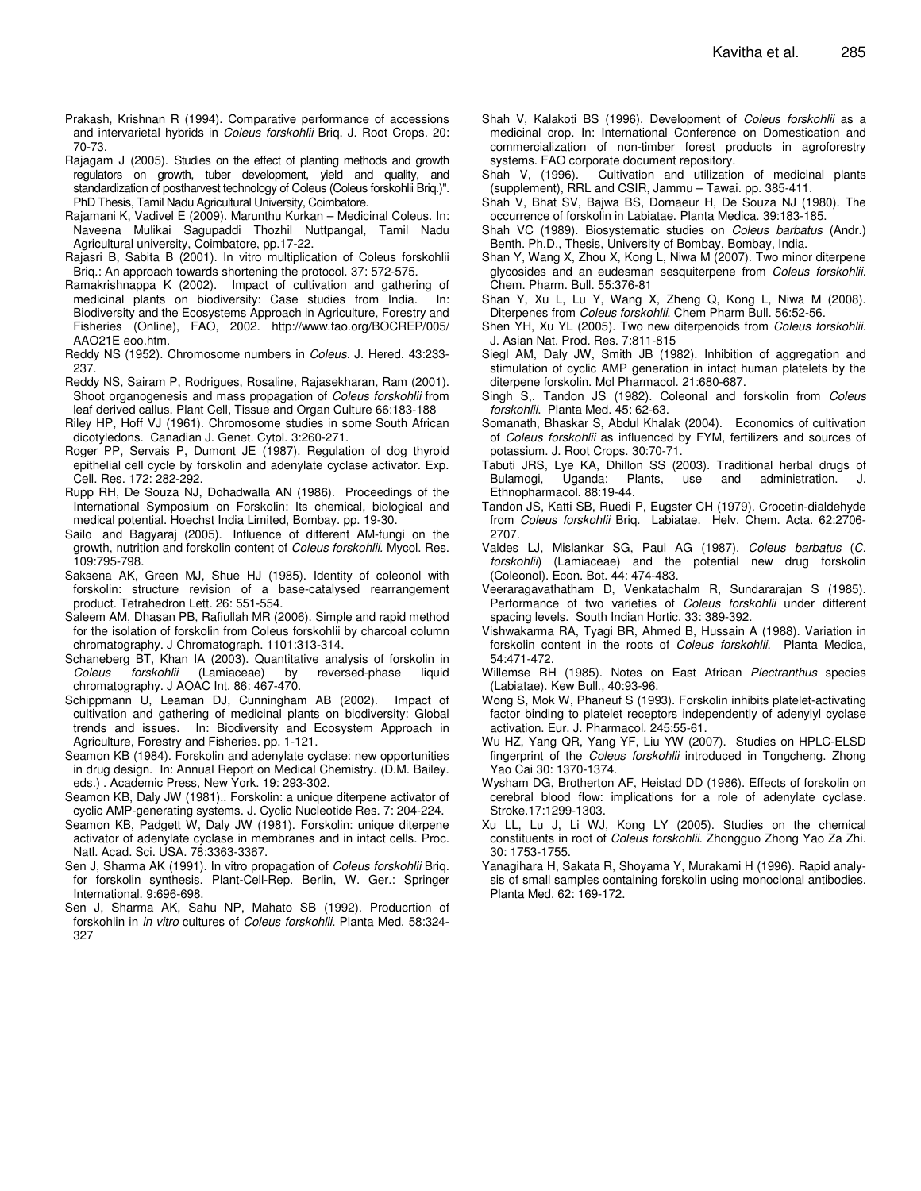Prakash, Krishnan R (1994). Comparative performance of accessions and intervarietal hybrids in *Coleus forskohlii* Briq. J. Root Crops. 20: 70-73.

Rajagam J (2005). Studies on the effect of planting methods and growth regulators on growth, tuber development, yield and quality, and standardization of postharvest technology of Coleus (Coleus forskohlii Briq.)". PhD Thesis, Tamil Nadu Agricultural University, Coimbatore.

Rajamani K, Vadivel E (2009). Marunthu Kurkan – Medicinal Coleus. In: Naveena Mulikai Sagupaddi Thozhil Nuttpangal, Tamil Nadu Agricultural university, Coimbatore, pp.17-22.

Rajasri B, Sabita B (2001). In vitro multiplication of Coleus forskohlii Briq.: An approach towards shortening the protocol. 37: 572-575.

Ramakrishnappa K (2002). Impact of cultivation and gathering of medicinal plants on biodiversity: Case studies from India. In: Biodiversity and the Ecosystems Approach in Agriculture, Forestry and Fisheries (Online), FAO, 2002. http://www.fao.org/BOCREP/005/AAO21E eoo.htm.

Reddy NS (1952). Chromosome numbers in *Coleus*. J. Hered. 43:233-237.

Reddy NS, Sairam P, Rodrigues, Rosaline, Rajasekharan, Ram (2001). Shoot organogenesis and mass propagation of *Coleus forskohlii* from leaf derived callus. Plant Cell, Tissue and Organ Culture 66:183-188

Riley HP, Hoff VJ (1961). Chromosome studies in some South African dicotyledons. Canadian J. Genet. Cytol. 3:260-271.

Roger PP, Servais P, Dumont JE (1987). Regulation of dog thyroid epithelial cell cycle by forskolin and adenylate cyclase activator. Exp. Cell. Res. 172: 282-292.

Rupp RH, De Souza NJ, Dohadwalla AN (1986). Proceedings of the International Symposium on Forskolin: Its chemical, biological and medical potential. Hoechst India Limited, Bombay. pp. 19-30.

Sailo and Bagyaraj (2005). Influence of different AM-fungi on the growth, nutrition and forskolin content of *Coleus forskohlii*. Mycol. Res. 109:795-798.

Saksena AK, Green MJ, Shue HJ (1985). Identity of coleonol with forskolin: structure revision of a base-catalysed rearrangement product. Tetrahedron Lett. 26: 551-554.

Saleem AM, Dhasan PB, Rafiullah MR (2006). Simple and rapid method for the isolation of forskolin from Coleus forskohlii by charcoal column chromatography. J Chromatograph. 1101:313-314.

Schaneberg BT, Khan IA (2003). Quantitative analysis of forskolin in *Coleus forskohlii* (Lamiaceae) by reversed-phase liquid chromatography. J AOAC Int. 86: 467-470.

Schippmann U, Leaman DJ, Cunningham AB (2002). Impact of cultivation and gathering of medicinal plants on biodiversity: Global trends and issues. In: Biodiversity and Ecosystem Approach in Agriculture, Forestry and Fisheries. pp. 1-121.

Seamon KB (1984). Forskolin and adenylate cyclase: new opportunities in drug design. In: Annual Report on Medical Chemistry. (D.M. Bailey. eds.) . Academic Press, New York. 19: 293-302.

Seamon KB, Daly JW (1981).. Forskolin: a unique diterpene activator of cyclic AMP-generating systems. J. Cyclic Nucleotide Res. 7: 204-224.

Seamon KB, Padgett W, Daly JW (1981). Forskolin: unique diterpene activator of adenylate cyclase in membranes and in intact cells. Proc. Natl. Acad. Sci. USA. 78:3363-3367.

Sen J, Sharma AK (1991). In vitro propagation of *Coleus forskohlii* Briq. for forskolin synthesis. Plant-Cell-Rep. Berlin, W. Ger.: Springer International. 9:696-698.

Sen J, Sharma AK, Sahu NP, Mahato SB (1992). Producrtion of forskohlin in *in vitro* cultures of *Coleus forskohlii*. Planta Med. 58:324-327

Shah V, Kalakoti BS (1996). Development of *Coleus forskohlii* as a medicinal crop. In: International Conference on Domestication and commercialization of non-timber forest products in agroforestry systems. FAO corporate document repository.

Shah V, (1996). Cultivation and utilization of medicinal plants (supplement), RRL and CSIR, Jammu – Tawai. pp. 385-411.

Shah V, Bhat SV, Bajwa BS, Dornaeur H, De Souza NJ (1980). The occurrence of forskolin in Labiatae. Planta Medica. 39:183-185.

Shah VC (1989). Biosystematic studies on *Coleus barbatus* (Andr.) Benth. Ph.D., Thesis, University of Bombay, Bombay, India.

Shan Y, Wang X, Zhou X, Kong L, Niwa M (2007). Two minor diterpene glycosides and an eudesman sesquiterpene from *Coleus forskohlii*. Chem. Pharm. Bull. 55:376-81

Shan Y, Xu L, Lu Y, Wang X, Zheng Q, Kong L, Niwa M (2008). Diterpenes from *Coleus forskohlii*. Chem Pharm Bull. 56:52-56.

Shen YH, Xu YL (2005). Two new diterpenoids from *Coleus forskohlii*. J. Asian Nat. Prod. Res. 7:811-815

Siegl AM, Daly JW, Smith JB (1982). Inhibition of aggregation and stimulation of cyclic AMP generation in intact human platelets by the diterpene forskolin. Mol Pharmacol. 21:680-687.

Singh S,. Tandon JS (1982). Coleonal and forskolin from *Coleus forskohlii*. Planta Med. 45: 62-63.

Somanath, Bhaskar S, Abdul Khalak (2004). Economics of cultivation of *Coleus forskohlii* as influenced by FYM, fertilizers and sources of potassium. J. Root Crops. 30:70-71.

Tabuti JRS, Lye KA, Dhillon SS (2003). Traditional herbal drugs of Bulamogi, Uganda: Plants, use and administration. J. Ethnopharmacol. 88:19-44.

Tandon JS, Katti SB, Ruedi P, Eugster CH (1979). Crocetin-dialdehyde from *Coleus forskohlii* Briq. Labiatae. Helv. Chem. Acta. 62:2706-2707.

Valdes LJ, Mislankar SG, Paul AG (1987). *Coleus barbatus* (*C. forskohlii*) (Lamiaceae) and the potential new drug forskolin (Coleonol). Econ. Bot. 44: 474-483.

Veeraragavathatham D, Venkatachalm R, Sundararajan S (1985). Performance of two varieties of *Coleus forskohlii* under different spacing levels. South Indian Hortic. 33: 389-392.

Vishwakarma RA, Tyagi BR, Ahmed B, Hussain A (1988). Variation in forskolin content in the roots of *Coleus forskohlii*. Planta Medica, 54:471-472.

Willemse RH (1985). Notes on East African *Plectranthus* species (Labiatae). Kew Bull., 40:93-96.

Wong S, Mok W, Phaneuf S (1993). Forskolin inhibits platelet-activating factor binding to platelet receptors independently of adenylyl cyclase activation. Eur. J. Pharmacol. 245:55-61.

Wu HZ, Yang QR, Yang YF, Liu YW (2007). Studies on HPLC-ELSD fingerprint of the *Coleus forskohlii* introduced in Tongcheng. Zhong Yao Cai 30: 1370-1374.

Wysham DG, Brotherton AF, Heistad DD (1986). Effects of forskolin on cerebral blood flow: implications for a role of adenylate cyclase. Stroke.17:1299-1303.

Xu LL, Lu J, Li WJ, Kong LY (2005). Studies on the chemical constituents in root of *Coleus forskohlii*. Zhongguo Zhong Yao Za Zhi. 30: 1753-1755.

Yanagihara H, Sakata R, Shoyama Y, Murakami H (1996). Rapid analysis of small samples containing forskolin using monoclonal antibodies. Planta Med. 62: 169-172.